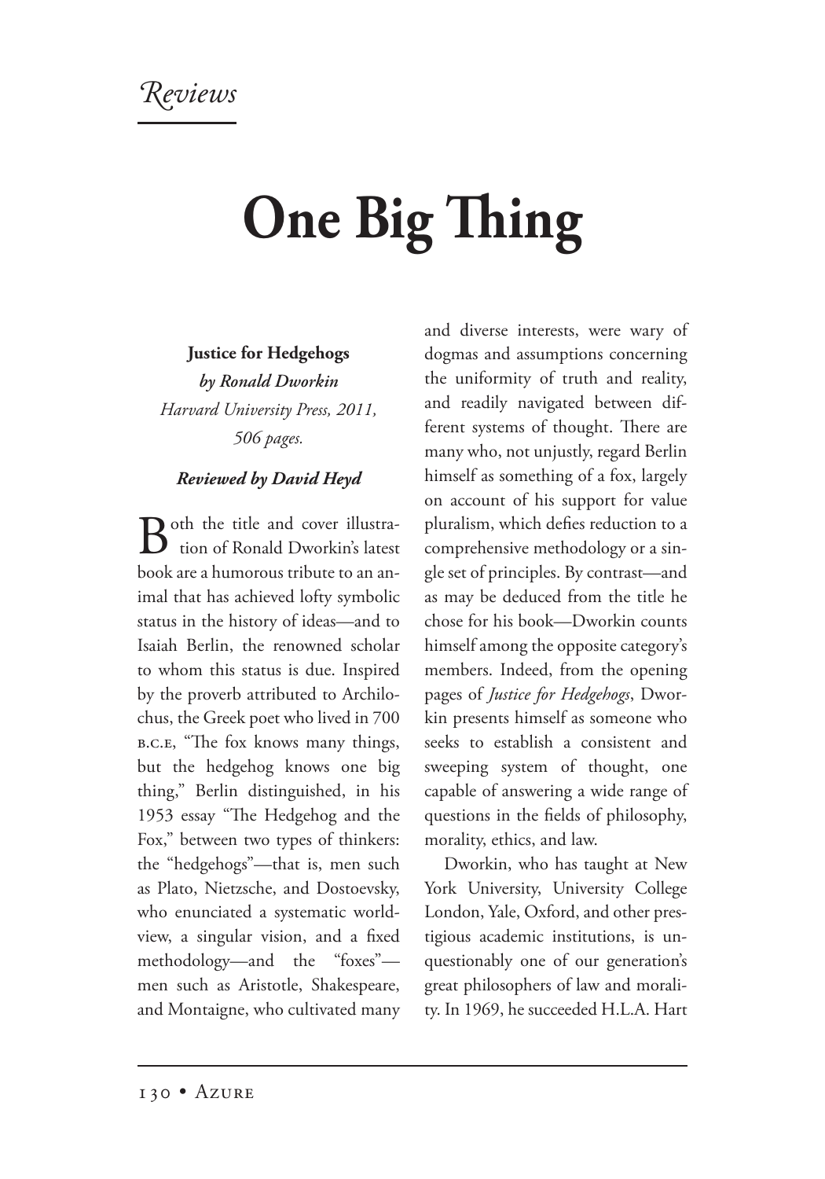*Reviews*

# One Big Thing

**Justice for Hedgehogs**
***by Ronald Dworkin***
*Harvard University Press, 2011, 506 pages.*

***Reviewed by David Heyd***

Both the title and cover illustration of Ronald Dworkin's latest book are a humorous tribute to an animal that has achieved lofty symbolic status in the history of ideas—and to Isaiah Berlin, the renowned scholar to whom this status is due. Inspired by the proverb attributed to Archilochus, the Greek poet who lived in 700 B.C.E, "The fox knows many things, but the hedgehog knows one big thing," Berlin distinguished, in his 1953 essay "The Hedgehog and the Fox," between two types of thinkers: the "hedgehogs"—that is, men such as Plato, Nietzsche, and Dostoevsky, who enunciated a systematic worldview, a singular vision, and a fixed methodology—and the "foxes"—men such as Aristotle, Shakespeare, and Montaigne, who cultivated many and diverse interests, were wary of dogmas and assumptions concerning the uniformity of truth and reality, and readily navigated between different systems of thought. There are many who, not unjustly, regard Berlin himself as something of a fox, largely on account of his support for value pluralism, which defies reduction to a comprehensive methodology or a single set of principles. By contrast—and as may be deduced from the title he chose for his book—Dworkin counts himself among the opposite category's members. Indeed, from the opening pages of *Justice for Hedgehogs*, Dworkin presents himself as someone who seeks to establish a consistent and sweeping system of thought, one capable of answering a wide range of questions in the fields of philosophy, morality, ethics, and law.

Dworkin, who has taught at New York University, University College London, Yale, Oxford, and other prestigious academic institutions, is unquestionably one of our generation's great philosophers of law and morality. In 1969, he succeeded H.L.A. Hart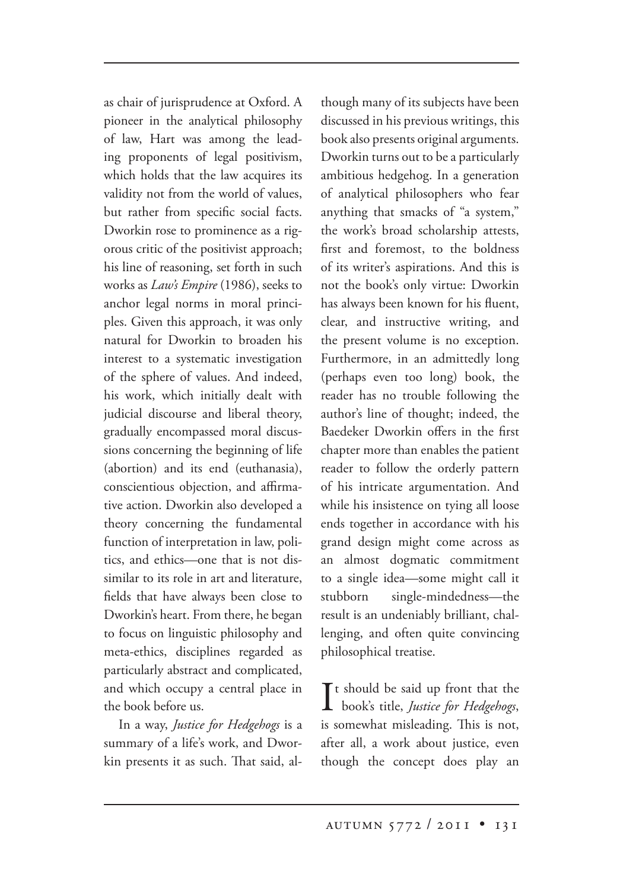as chair of jurisprudence at Oxford. A pioneer in the analytical philosophy of law, Hart was among the leading proponents of legal positivism, which holds that the law acquires its validity not from the world of values, but rather from specific social facts. Dworkin rose to prominence as a rigorous critic of the positivist approach; his line of reasoning, set forth in such works as *Law's Empire* (1986), seeks to anchor legal norms in moral principles. Given this approach, it was only natural for Dworkin to broaden his interest to a systematic investigation of the sphere of values. And indeed, his work, which initially dealt with judicial discourse and liberal theory, gradually encompassed moral discussions concerning the beginning of life (abortion) and its end (euthanasia), conscientious objection, and affirmative action. Dworkin also developed a theory concerning the fundamental function of interpretation in law, politics, and ethics—one that is not dissimilar to its role in art and literature, fields that have always been close to Dworkin's heart. From there, he began to focus on linguistic philosophy and meta-ethics, disciplines regarded as particularly abstract and complicated, and which occupy a central place in the book before us.

In a way, *Justice for Hedgehogs* is a summary of a life's work, and Dworkin presents it as such. That said, although many of its subjects have been discussed in his previous writings, this book also presents original arguments. Dworkin turns out to be a particularly ambitious hedgehog. In a generation of analytical philosophers who fear anything that smacks of "a system," the work's broad scholarship attests, first and foremost, to the boldness of its writer's aspirations. And this is not the book's only virtue: Dworkin has always been known for his fluent, clear, and instructive writing, and the present volume is no exception. Furthermore, in an admittedly long (perhaps even too long) book, the reader has no trouble following the author's line of thought; indeed, the Baedeker Dworkin offers in the first chapter more than enables the patient reader to follow the orderly pattern of his intricate argumentation. And while his insistence on tying all loose ends together in accordance with his grand design might come across as an almost dogmatic commitment to a single idea—some might call it stubborn single-mindedness—the result is an undeniably brilliant, challenging, and often quite convincing philosophical treatise.

It should be said up front that the book's title, *Justice for Hedgehogs*, is somewhat misleading. This is not, after all, a work about justice, even though the concept does play an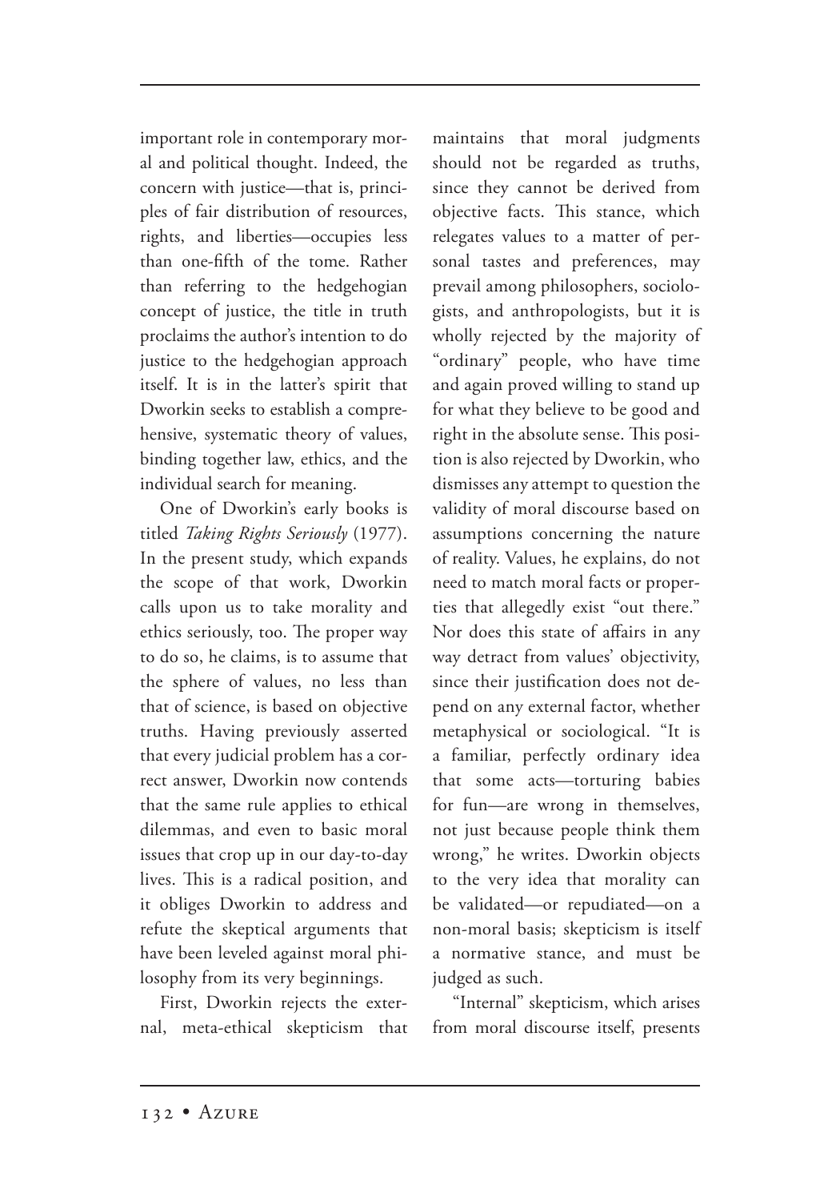important role in contemporary moral and political thought. Indeed, the concern with justice—that is, principles of fair distribution of resources, rights, and liberties—occupies less than one-fifth of the tome. Rather than referring to the hedgehogian concept of justice, the title in truth proclaims the author's intention to do justice to the hedgehogian approach itself. It is in the latter's spirit that Dworkin seeks to establish a comprehensive, systematic theory of values, binding together law, ethics, and the individual search for meaning.

One of Dworkin's early books is titled *Taking Rights Seriously* (1977). In the present study, which expands the scope of that work, Dworkin calls upon us to take morality and ethics seriously, too. The proper way to do so, he claims, is to assume that the sphere of values, no less than that of science, is based on objective truths. Having previously asserted that every judicial problem has a correct answer, Dworkin now contends that the same rule applies to ethical dilemmas, and even to basic moral issues that crop up in our day-to-day lives. This is a radical position, and it obliges Dworkin to address and refute the skeptical arguments that have been leveled against moral philosophy from its very beginnings.

First, Dworkin rejects the external, meta-ethical skepticism that maintains that moral judgments should not be regarded as truths, since they cannot be derived from objective facts. This stance, which relegates values to a matter of personal tastes and preferences, may prevail among philosophers, sociologists, and anthropologists, but it is wholly rejected by the majority of "ordinary" people, who have time and again proved willing to stand up for what they believe to be good and right in the absolute sense. This position is also rejected by Dworkin, who dismisses any attempt to question the validity of moral discourse based on assumptions concerning the nature of reality. Values, he explains, do not need to match moral facts or properties that allegedly exist "out there." Nor does this state of affairs in any way detract from values' objectivity, since their justification does not depend on any external factor, whether metaphysical or sociological. "It is a familiar, perfectly ordinary idea that some acts—torturing babies for fun—are wrong in themselves, not just because people think them wrong," he writes. Dworkin objects to the very idea that morality can be validated—or repudiated—on a non-moral basis; skepticism is itself a normative stance, and must be judged as such.

"Internal" skepticism, which arises from moral discourse itself, presents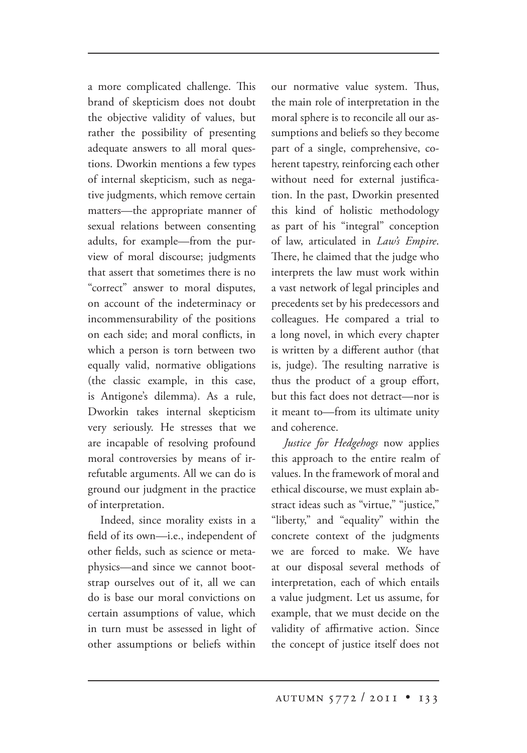a more complicated challenge. This brand of skepticism does not doubt the objective validity of values, but rather the possibility of presenting adequate answers to all moral questions. Dworkin mentions a few types of internal skepticism, such as negative judgments, which remove certain matters—the appropriate manner of sexual relations between consenting adults, for example—from the purview of moral discourse; judgments that assert that sometimes there is no "correct" answer to moral disputes, on account of the indeterminacy or incommensurability of the positions on each side; and moral conflicts, in which a person is torn between two equally valid, normative obligations (the classic example, in this case, is Antigone's dilemma). As a rule, Dworkin takes internal skepticism very seriously. He stresses that we are incapable of resolving profound moral controversies by means of irrefutable arguments. All we can do is ground our judgment in the practice of interpretation.

Indeed, since morality exists in a field of its own—i.e., independent of other fields, such as science or metaphysics—and since we cannot bootstrap ourselves out of it, all we can do is base our moral convictions on certain assumptions of value, which in turn must be assessed in light of other assumptions or beliefs within our normative value system. Thus, the main role of interpretation in the moral sphere is to reconcile all our assumptions and beliefs so they become part of a single, comprehensive, coherent tapestry, reinforcing each other without need for external justification. In the past, Dworkin presented this kind of holistic methodology as part of his "integral" conception of law, articulated in *Law's Empire*. There, he claimed that the judge who interprets the law must work within a vast network of legal principles and precedents set by his predecessors and colleagues. He compared a trial to a long novel, in which every chapter is written by a different author (that is, judge). The resulting narrative is thus the product of a group effort, but this fact does not detract—nor is it meant to—from its ultimate unity and coherence.

*Justice for Hedgehogs* now applies this approach to the entire realm of values. In the framework of moral and ethical discourse, we must explain abstract ideas such as "virtue," "justice," "liberty," and "equality" within the concrete context of the judgments we are forced to make. We have at our disposal several methods of interpretation, each of which entails a value judgment. Let us assume, for example, that we must decide on the validity of affirmative action. Since the concept of justice itself does not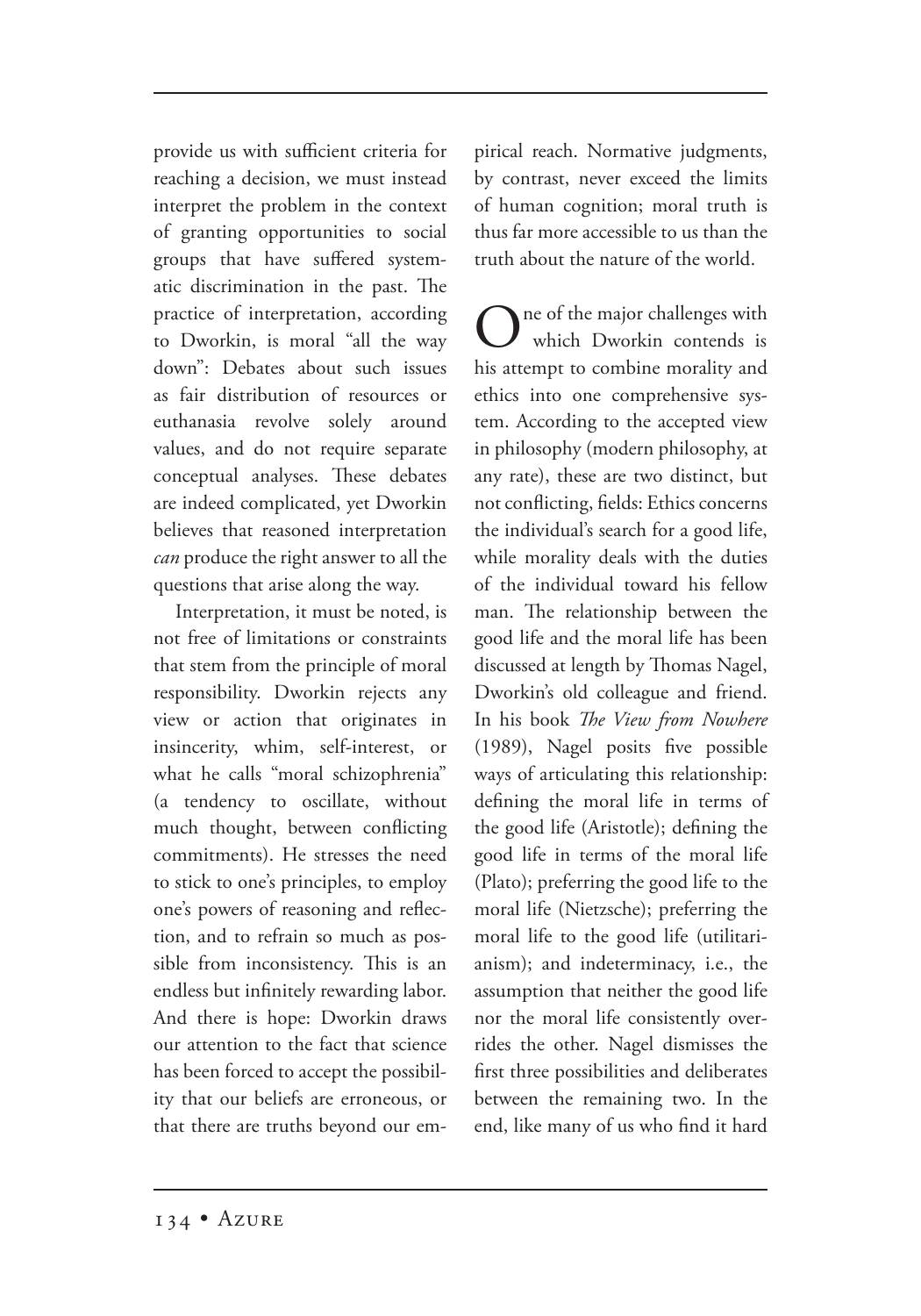provide us with sufficient criteria for reaching a decision, we must instead interpret the problem in the context of granting opportunities to social groups that have suffered systematic discrimination in the past. The practice of interpretation, according to Dworkin, is moral "all the way down": Debates about such issues as fair distribution of resources or euthanasia revolve solely around values, and do not require separate conceptual analyses. These debates are indeed complicated, yet Dworkin believes that reasoned interpretation *can* produce the right answer to all the questions that arise along the way.

Interpretation, it must be noted, is not free of limitations or constraints that stem from the principle of moral responsibility. Dworkin rejects any view or action that originates in insincerity, whim, self-interest, or what he calls "moral schizophrenia" (a tendency to oscillate, without much thought, between conflicting commitments). He stresses the need to stick to one's principles, to employ one's powers of reasoning and reflection, and to refrain so much as possible from inconsistency. This is an endless but infinitely rewarding labor. And there is hope: Dworkin draws our attention to the fact that science has been forced to accept the possibility that our beliefs are erroneous, or that there are truths beyond our empirical reach. Normative judgments, by contrast, never exceed the limits of human cognition; moral truth is thus far more accessible to us than the truth about the nature of the world.

One of the major challenges with which Dworkin contends is his attempt to combine morality and ethics into one comprehensive system. According to the accepted view in philosophy (modern philosophy, at any rate), these are two distinct, but not conflicting, fields: Ethics concerns the individual's search for a good life, while morality deals with the duties of the individual toward his fellow man. The relationship between the good life and the moral life has been discussed at length by Thomas Nagel, Dworkin's old colleague and friend. In his book *The View from Nowhere* (1989), Nagel posits five possible ways of articulating this relationship: defining the moral life in terms of the good life (Aristotle); defining the good life in terms of the moral life (Plato); preferring the good life to the moral life (Nietzsche); preferring the moral life to the good life (utilitarianism); and indeterminacy, i.e., the assumption that neither the good life nor the moral life consistently overrides the other. Nagel dismisses the first three possibilities and deliberates between the remaining two. In the end, like many of us who find it hard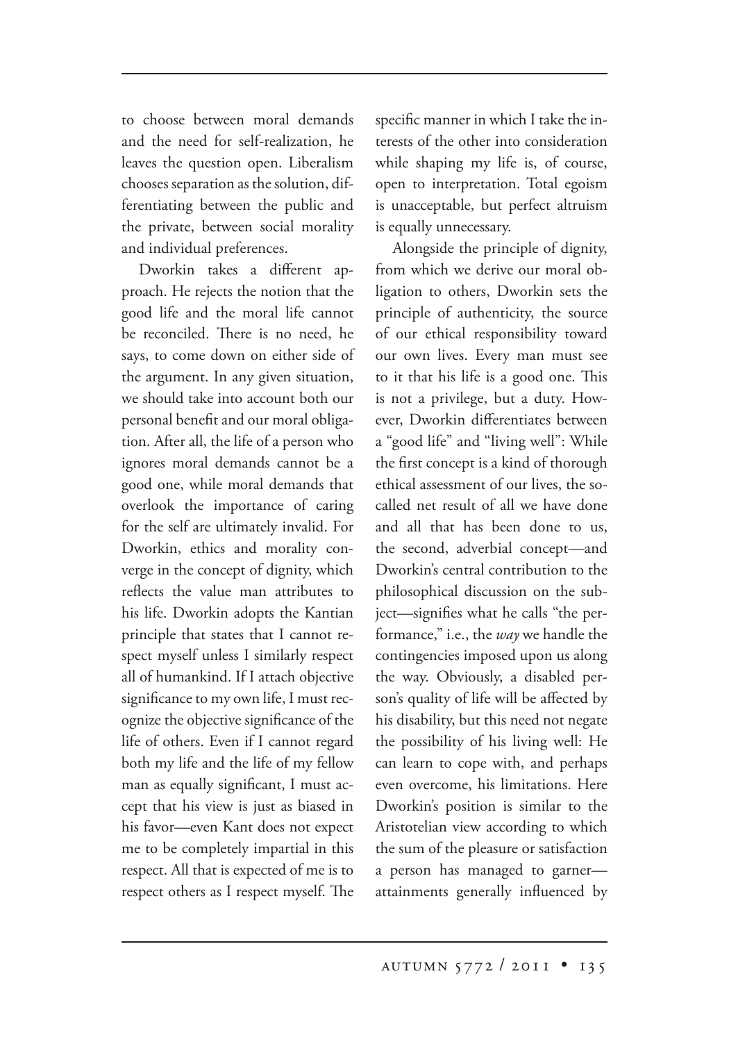to choose between moral demands and the need for self-realization, he leaves the question open. Liberalism chooses separation as the solution, differentiating between the public and the private, between social morality and individual preferences.

Dworkin takes a different approach. He rejects the notion that the good life and the moral life cannot be reconciled. There is no need, he says, to come down on either side of the argument. In any given situation, we should take into account both our personal benefit and our moral obligation. After all, the life of a person who ignores moral demands cannot be a good one, while moral demands that overlook the importance of caring for the self are ultimately invalid. For Dworkin, ethics and morality converge in the concept of dignity, which reflects the value man attributes to his life. Dworkin adopts the Kantian principle that states that I cannot respect myself unless I similarly respect all of humankind. If I attach objective significance to my own life, I must recognize the objective significance of the life of others. Even if I cannot regard both my life and the life of my fellow man as equally significant, I must accept that his view is just as biased in his favor—even Kant does not expect me to be completely impartial in this respect. All that is expected of me is to respect others as I respect myself. The specific manner in which I take the interests of the other into consideration while shaping my life is, of course, open to interpretation. Total egoism is unacceptable, but perfect altruism is equally unnecessary.

Alongside the principle of dignity, from which we derive our moral obligation to others, Dworkin sets the principle of authenticity, the source of our ethical responsibility toward our own lives. Every man must see to it that his life is a good one. This is not a privilege, but a duty. However, Dworkin differentiates between a "good life" and "living well": While the first concept is a kind of thorough ethical assessment of our lives, the so-called net result of all we have done and all that has been done to us, the second, adverbial concept—and Dworkin's central contribution to the philosophical discussion on the subject—signifies what he calls "the performance," i.e., the *way* we handle the contingencies imposed upon us along the way. Obviously, a disabled person's quality of life will be affected by his disability, but this need not negate the possibility of his living well: He can learn to cope with, and perhaps even overcome, his limitations. Here Dworkin's position is similar to the Aristotelian view according to which the sum of the pleasure or satisfaction a person has managed to garner—attainments generally influenced by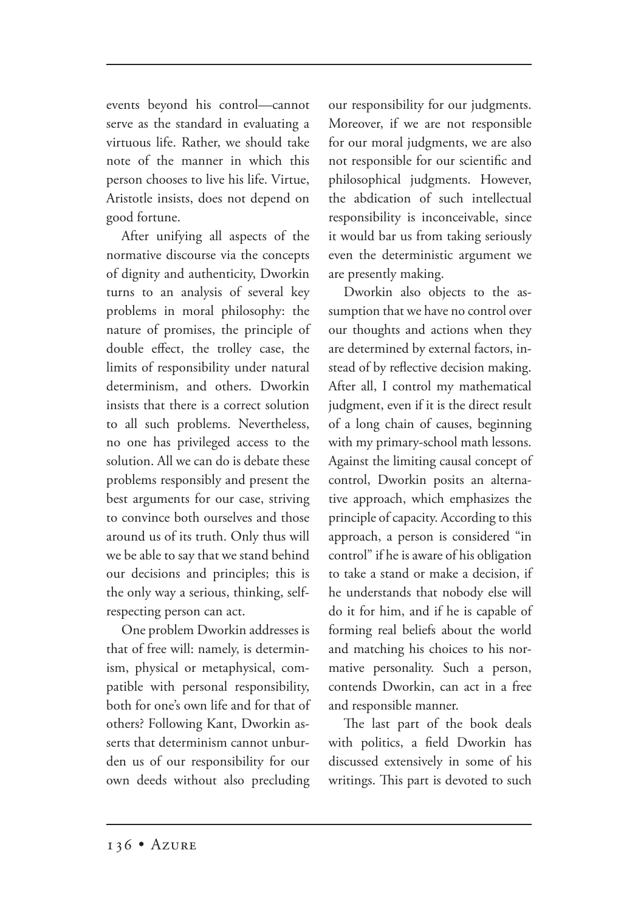events beyond his control—cannot serve as the standard in evaluating a virtuous life. Rather, we should take note of the manner in which this person chooses to live his life. Virtue, Aristotle insists, does not depend on good fortune.

After unifying all aspects of the normative discourse via the concepts of dignity and authenticity, Dworkin turns to an analysis of several key problems in moral philosophy: the nature of promises, the principle of double effect, the trolley case, the limits of responsibility under natural determinism, and others. Dworkin insists that there is a correct solution to all such problems. Nevertheless, no one has privileged access to the solution. All we can do is debate these problems responsibly and present the best arguments for our case, striving to convince both ourselves and those around us of its truth. Only thus will we be able to say that we stand behind our decisions and principles; this is the only way a serious, thinking, self-respecting person can act.

One problem Dworkin addresses is that of free will: namely, is determinism, physical or metaphysical, compatible with personal responsibility, both for one's own life and for that of others? Following Kant, Dworkin asserts that determinism cannot unburden us of our responsibility for our own deeds without also precluding our responsibility for our judgments. Moreover, if we are not responsible for our moral judgments, we are also not responsible for our scientific and philosophical judgments. However, the abdication of such intellectual responsibility is inconceivable, since it would bar us from taking seriously even the deterministic argument we are presently making.

Dworkin also objects to the assumption that we have no control over our thoughts and actions when they are determined by external factors, instead of by reflective decision making. After all, I control my mathematical judgment, even if it is the direct result of a long chain of causes, beginning with my primary-school math lessons. Against the limiting causal concept of control, Dworkin posits an alternative approach, which emphasizes the principle of capacity. According to this approach, a person is considered "in control" if he is aware of his obligation to take a stand or make a decision, if he understands that nobody else will do it for him, and if he is capable of forming real beliefs about the world and matching his choices to his normative personality. Such a person, contends Dworkin, can act in a free and responsible manner.

The last part of the book deals with politics, a field Dworkin has discussed extensively in some of his writings. This part is devoted to such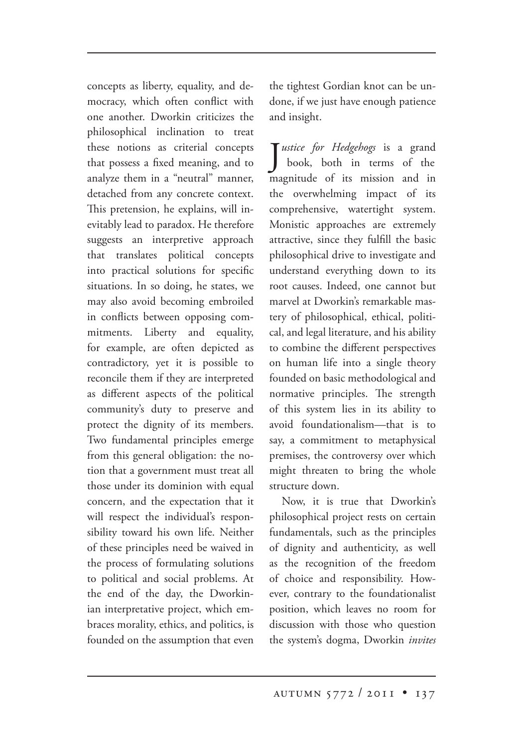concepts as liberty, equality, and democracy, which often conflict with one another. Dworkin criticizes the philosophical inclination to treat these notions as criterial concepts that possess a fixed meaning, and to analyze them in a "neutral" manner, detached from any concrete context. This pretension, he explains, will inevitably lead to paradox. He therefore suggests an interpretive approach that translates political concepts into practical solutions for specific situations. In so doing, he states, we may also avoid becoming embroiled in conflicts between opposing commitments. Liberty and equality, for example, are often depicted as contradictory, yet it is possible to reconcile them if they are interpreted as different aspects of the political community's duty to preserve and protect the dignity of its members. Two fundamental principles emerge from this general obligation: the notion that a government must treat all those under its dominion with equal concern, and the expectation that it will respect the individual's responsibility toward his own life. Neither of these principles need be waived in the process of formulating solutions to political and social problems. At the end of the day, the Dworkinian interpretative project, which embraces morality, ethics, and politics, is founded on the assumption that even the tightest Gordian knot can be undone, if we just have enough patience and insight.

*Justice for Hedgehogs* is a grand book, both in terms of the magnitude of its mission and in the overwhelming impact of its comprehensive, watertight system. Monistic approaches are extremely attractive, since they fulfill the basic philosophical drive to investigate and understand everything down to its root causes. Indeed, one cannot but marvel at Dworkin's remarkable mastery of philosophical, ethical, political, and legal literature, and his ability to combine the different perspectives on human life into a single theory founded on basic methodological and normative principles. The strength of this system lies in its ability to avoid foundationalism—that is to say, a commitment to metaphysical premises, the controversy over which might threaten to bring the whole structure down.

Now, it is true that Dworkin's philosophical project rests on certain fundamentals, such as the principles of dignity and authenticity, as well as the recognition of the freedom of choice and responsibility. However, contrary to the foundationalist position, which leaves no room for discussion with those who question the system's dogma, Dworkin *invites*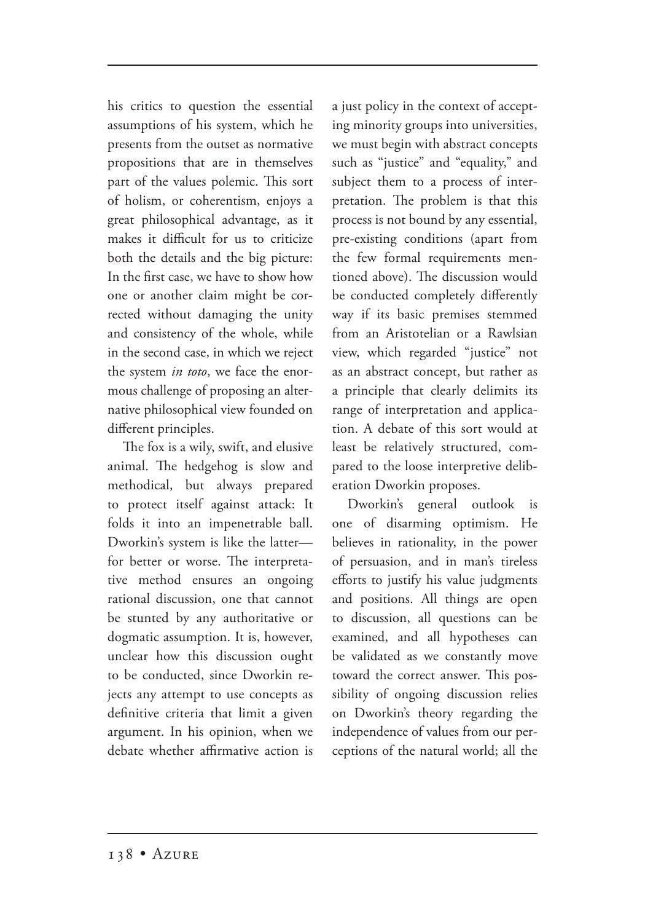his critics to question the essential assumptions of his system, which he presents from the outset as normative propositions that are in themselves part of the values polemic. This sort of holism, or coherentism, enjoys a great philosophical advantage, as it makes it difficult for us to criticize both the details and the big picture: In the first case, we have to show how one or another claim might be corrected without damaging the unity and consistency of the whole, while in the second case, in which we reject the system *in toto*, we face the enormous challenge of proposing an alternative philosophical view founded on different principles.

The fox is a wily, swift, and elusive animal. The hedgehog is slow and methodical, but always prepared to protect itself against attack: It folds it into an impenetrable ball. Dworkin's system is like the latter—for better or worse. The interpretative method ensures an ongoing rational discussion, one that cannot be stunted by any authoritative or dogmatic assumption. It is, however, unclear how this discussion ought to be conducted, since Dworkin rejects any attempt to use concepts as definitive criteria that limit a given argument. In his opinion, when we debate whether affirmative action is a just policy in the context of accepting minority groups into universities, we must begin with abstract concepts such as "justice" and "equality," and subject them to a process of interpretation. The problem is that this process is not bound by any essential, pre-existing conditions (apart from the few formal requirements mentioned above). The discussion would be conducted completely differently way if its basic premises stemmed from an Aristotelian or a Rawlsian view, which regarded "justice" not as an abstract concept, but rather as a principle that clearly delimits its range of interpretation and application. A debate of this sort would at least be relatively structured, compared to the loose interpretive deliberation Dworkin proposes.

Dworkin's general outlook is one of disarming optimism. He believes in rationality, in the power of persuasion, and in man's tireless efforts to justify his value judgments and positions. All things are open to discussion, all questions can be examined, and all hypotheses can be validated as we constantly move toward the correct answer. This possibility of ongoing discussion relies on Dworkin's theory regarding the independence of values from our perceptions of the natural world; all the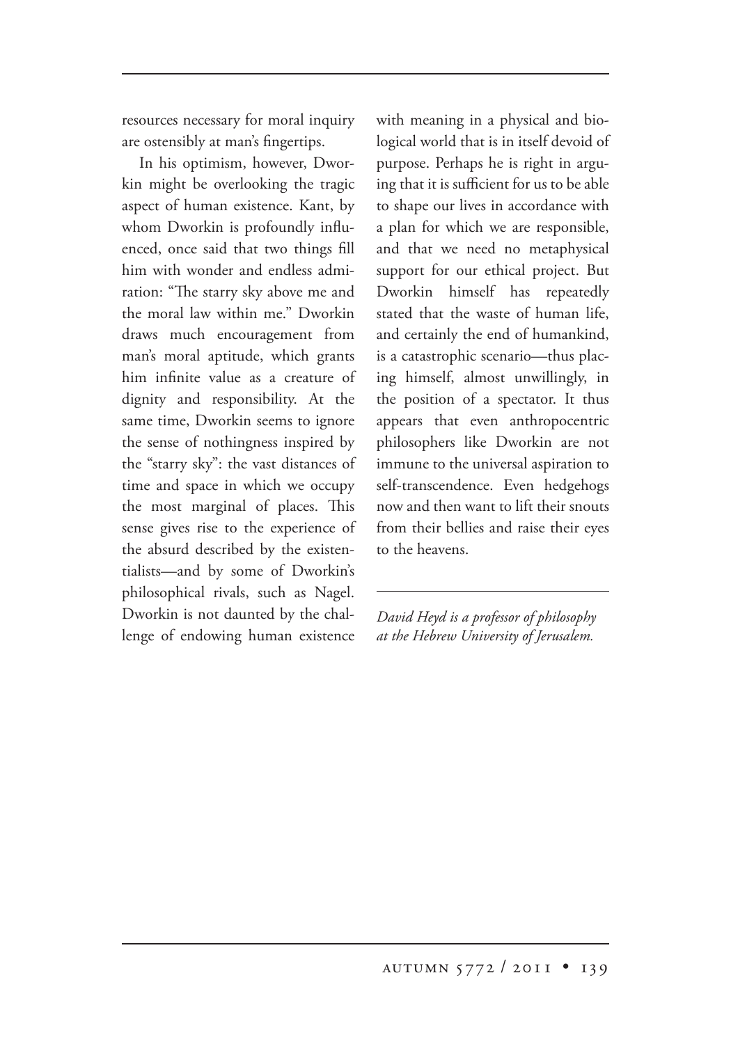resources necessary for moral inquiry are ostensibly at man's fingertips.

In his optimism, however, Dworkin might be overlooking the tragic aspect of human existence. Kant, by whom Dworkin is profoundly influenced, once said that two things fill him with wonder and endless admiration: "The starry sky above me and the moral law within me." Dworkin draws much encouragement from man's moral aptitude, which grants him infinite value as a creature of dignity and responsibility. At the same time, Dworkin seems to ignore the sense of nothingness inspired by the "starry sky": the vast distances of time and space in which we occupy the most marginal of places. This sense gives rise to the experience of the absurd described by the existentialists—and by some of Dworkin's philosophical rivals, such as Nagel. Dworkin is not daunted by the challenge of endowing human existence with meaning in a physical and biological world that is in itself devoid of purpose. Perhaps he is right in arguing that it is sufficient for us to be able to shape our lives in accordance with a plan for which we are responsible, and that we need no metaphysical support for our ethical project. But Dworkin himself has repeatedly stated that the waste of human life, and certainly the end of humankind, is a catastrophic scenario—thus placing himself, almost unwillingly, in the position of a spectator. It thus appears that even anthropocentric philosophers like Dworkin are not immune to the universal aspiration to self-transcendence. Even hedgehogs now and then want to lift their snouts from their bellies and raise their eyes to the heavens.

---

*David Heyd is a professor of philosophy at the Hebrew University of Jerusalem.*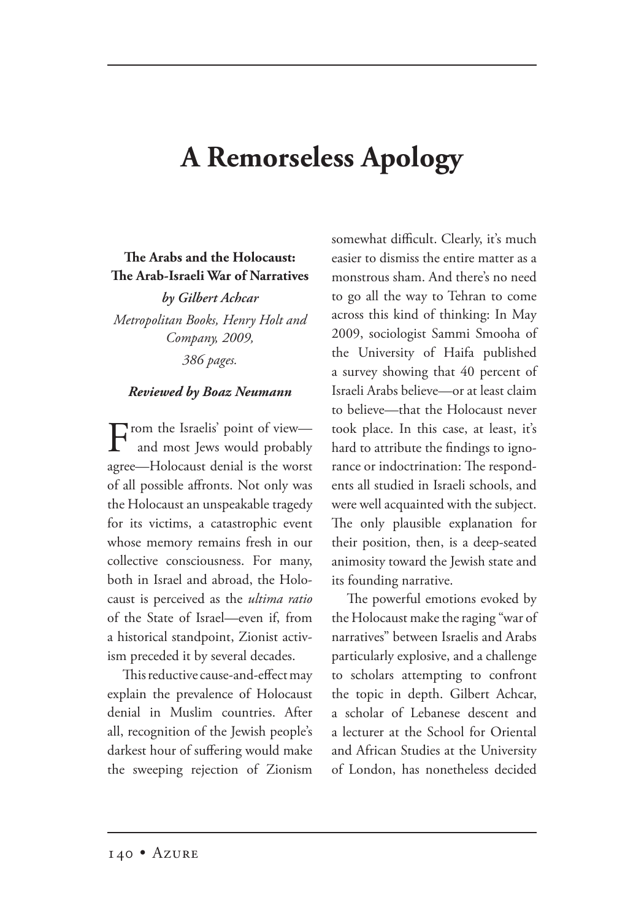# A Remorseless Apology

**The Arabs and the Holocaust: The Arab-Israeli War of Narratives**

***by Gilbert Achcar***

*Metropolitan Books, Henry Holt and Company, 2009, 386 pages.*

***Reviewed by Boaz Neumann***

From the Israelis' point of view—and most Jews would probably agree—Holocaust denial is the worst of all possible affronts. Not only was the Holocaust an unspeakable tragedy for its victims, a catastrophic event whose memory remains fresh in our collective consciousness. For many, both in Israel and abroad, the Holocaust is perceived as the *ultima ratio* of the State of Israel—even if, from a historical standpoint, Zionist activism preceded it by several decades.

This reductive cause-and-effect may explain the prevalence of Holocaust denial in Muslim countries. After all, recognition of the Jewish people's darkest hour of suffering would make the sweeping rejection of Zionism somewhat difficult. Clearly, it's much easier to dismiss the entire matter as a monstrous sham. And there's no need to go all the way to Tehran to come across this kind of thinking: In May 2009, sociologist Sammi Smooha of the University of Haifa published a survey showing that 40 percent of Israeli Arabs believe—or at least claim to believe—that the Holocaust never took place. In this case, at least, it's hard to attribute the findings to ignorance or indoctrination: The respondents all studied in Israeli schools, and were well acquainted with the subject. The only plausible explanation for their position, then, is a deep-seated animosity toward the Jewish state and its founding narrative.

The powerful emotions evoked by the Holocaust make the raging "war of narratives" between Israelis and Arabs particularly explosive, and a challenge to scholars attempting to confront the topic in depth. Gilbert Achcar, a scholar of Lebanese descent and a lecturer at the School for Oriental and African Studies at the University of London, has nonetheless decided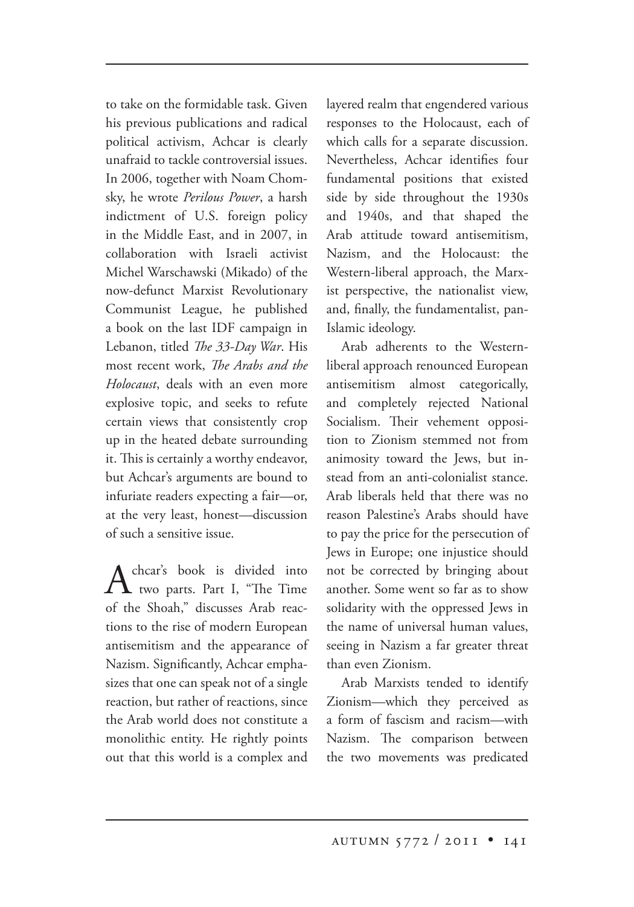to take on the formidable task. Given his previous publications and radical political activism, Achcar is clearly unafraid to tackle controversial issues. In 2006, together with Noam Chomsky, he wrote *Perilous Power*, a harsh indictment of U.S. foreign policy in the Middle East, and in 2007, in collaboration with Israeli activist Michel Warschawski (Mikado) of the now-defunct Marxist Revolutionary Communist League, he published a book on the last IDF campaign in Lebanon, titled *The 33-Day War*. His most recent work, *The Arabs and the Holocaust*, deals with an even more explosive topic, and seeks to refute certain views that consistently crop up in the heated debate surrounding it. This is certainly a worthy endeavor, but Achcar's arguments are bound to infuriate readers expecting a fair—or, at the very least, honest—discussion of such a sensitive issue.

Achcar's book is divided into two parts. Part I, "The Time of the Shoah," discusses Arab reactions to the rise of modern European antisemitism and the appearance of Nazism. Significantly, Achcar emphasizes that one can speak not of a single reaction, but rather of reactions, since the Arab world does not constitute a monolithic entity. He rightly points out that this world is a complex and layered realm that engendered various responses to the Holocaust, each of which calls for a separate discussion. Nevertheless, Achcar identifies four fundamental positions that existed side by side throughout the 1930s and 1940s, and that shaped the Arab attitude toward antisemitism, Nazism, and the Holocaust: the Western-liberal approach, the Marxist perspective, the nationalist view, and, finally, the fundamentalist, pan-Islamic ideology.

Arab adherents to the Western-liberal approach renounced European antisemitism almost categorically, and completely rejected National Socialism. Their vehement opposition to Zionism stemmed not from animosity toward the Jews, but instead from an anti-colonialist stance. Arab liberals held that there was no reason Palestine's Arabs should have to pay the price for the persecution of Jews in Europe; one injustice should not be corrected by bringing about another. Some went so far as to show solidarity with the oppressed Jews in the name of universal human values, seeing in Nazism a far greater threat than even Zionism.

Arab Marxists tended to identify Zionism—which they perceived as a form of fascism and racism—with Nazism. The comparison between the two movements was predicated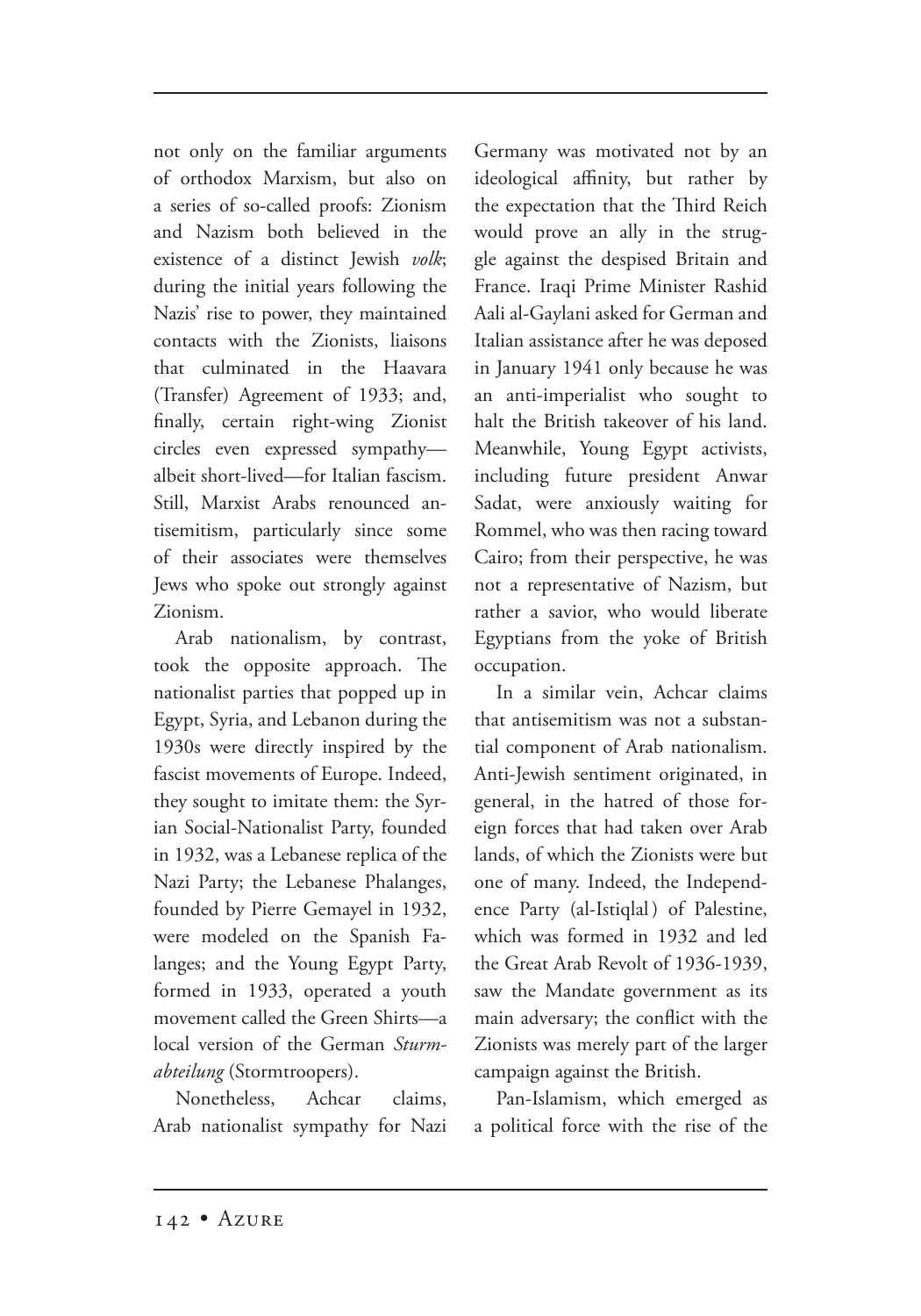not only on the familiar arguments of orthodox Marxism, but also on a series of so-called proofs: Zionism and Nazism both believed in the existence of a distinct Jewish *volk*; during the initial years following the Nazis' rise to power, they maintained contacts with the Zionists, liaisons that culminated in the Haavara (Transfer) Agreement of 1933; and, finally, certain right-wing Zionist circles even expressed sympathy—albeit short-lived—for Italian fascism. Still, Marxist Arabs renounced antisemitism, particularly since some of their associates were themselves Jews who spoke out strongly against Zionism.

Arab nationalism, by contrast, took the opposite approach. The nationalist parties that popped up in Egypt, Syria, and Lebanon during the 1930s were directly inspired by the fascist movements of Europe. Indeed, they sought to imitate them: the Syrian Social-Nationalist Party, founded in 1932, was a Lebanese replica of the Nazi Party; the Lebanese Phalanges, founded by Pierre Gemayel in 1932, were modeled on the Spanish Falanges; and the Young Egypt Party, formed in 1933, operated a youth movement called the Green Shirts—a local version of the German *Sturmabteilung* (Stormtroopers).

Nonetheless, Achcar claims, Arab nationalist sympathy for Nazi Germany was motivated not by an ideological affinity, but rather by the expectation that the Third Reich would prove an ally in the struggle against the despised Britain and France. Iraqi Prime Minister Rashid Aali al-Gaylani asked for German and Italian assistance after he was deposed in January 1941 only because he was an anti-imperialist who sought to halt the British takeover of his land. Meanwhile, Young Egypt activists, including future president Anwar Sadat, were anxiously waiting for Rommel, who was then racing toward Cairo; from their perspective, he was not a representative of Nazism, but rather a savior, who would liberate Egyptians from the yoke of British occupation.

In a similar vein, Achcar claims that antisemitism was not a substantial component of Arab nationalism. Anti-Jewish sentiment originated, in general, in the hatred of those foreign forces that had taken over Arab lands, of which the Zionists were but one of many. Indeed, the Independence Party (al-Istiqlal) of Palestine, which was formed in 1932 and led the Great Arab Revolt of 1936-1939, saw the Mandate government as its main adversary; the conflict with the Zionists was merely part of the larger campaign against the British.

Pan-Islamism, which emerged as a political force with the rise of the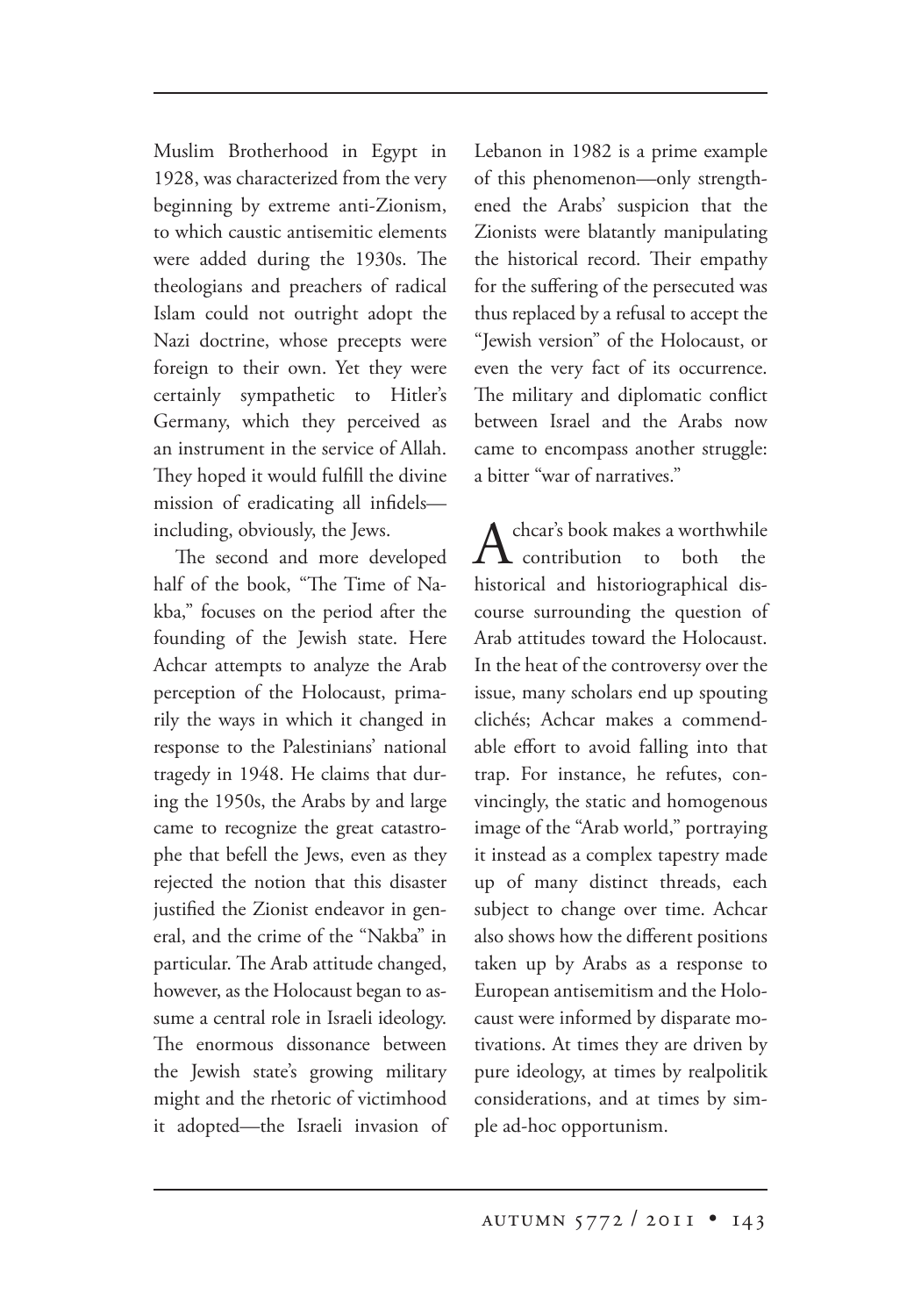Muslim Brotherhood in Egypt in 1928, was characterized from the very beginning by extreme anti-Zionism, to which caustic antisemitic elements were added during the 1930s. The theologians and preachers of radical Islam could not outright adopt the Nazi doctrine, whose precepts were foreign to their own. Yet they were certainly sympathetic to Hitler's Germany, which they perceived as an instrument in the service of Allah. They hoped it would fulfill the divine mission of eradicating all infidels—including, obviously, the Jews.

The second and more developed half of the book, "The Time of Nakba," focuses on the period after the founding of the Jewish state. Here Achcar attempts to analyze the Arab perception of the Holocaust, primarily the ways in which it changed in response to the Palestinians' national tragedy in 1948. He claims that during the 1950s, the Arabs by and large came to recognize the great catastrophe that befell the Jews, even as they rejected the notion that this disaster justified the Zionist endeavor in general, and the crime of the "Nakba" in particular. The Arab attitude changed, however, as the Holocaust began to assume a central role in Israeli ideology. The enormous dissonance between the Jewish state's growing military might and the rhetoric of victimhood it adopted—the Israeli invasion of Lebanon in 1982 is a prime example of this phenomenon—only strengthened the Arabs' suspicion that the Zionists were blatantly manipulating the historical record. Their empathy for the suffering of the persecuted was thus replaced by a refusal to accept the "Jewish version" of the Holocaust, or even the very fact of its occurrence. The military and diplomatic conflict between Israel and the Arabs now came to encompass another struggle: a bitter "war of narratives."

Achcar's book makes a worthwhile contribution to both the historical and historiographical discourse surrounding the question of Arab attitudes toward the Holocaust. In the heat of the controversy over the issue, many scholars end up spouting clichés; Achcar makes a commendable effort to avoid falling into that trap. For instance, he refutes, convincingly, the static and homogenous image of the "Arab world," portraying it instead as a complex tapestry made up of many distinct threads, each subject to change over time. Achcar also shows how the different positions taken up by Arabs as a response to European antisemitism and the Holocaust were informed by disparate motivations. At times they are driven by pure ideology, at times by realpolitik considerations, and at times by simple ad-hoc opportunism.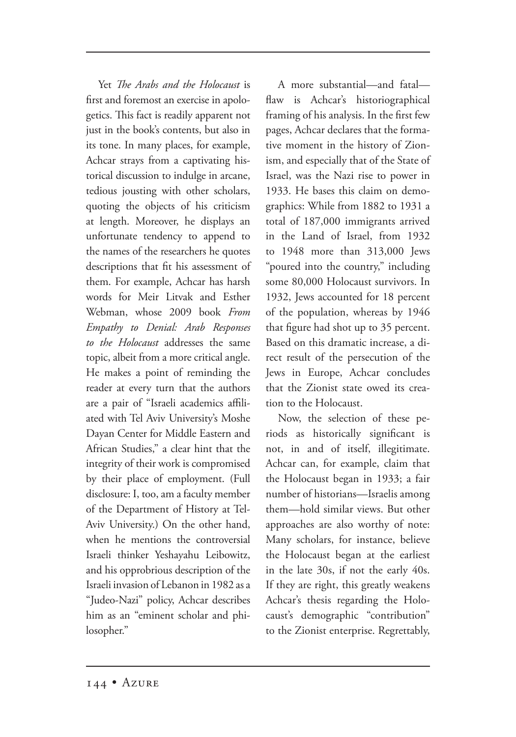Yet *The Arabs and the Holocaust* is first and foremost an exercise in apologetics. This fact is readily apparent not just in the book's contents, but also in its tone. In many places, for example, Achcar strays from a captivating historical discussion to indulge in arcane, tedious jousting with other scholars, quoting the objects of his criticism at length. Moreover, he displays an unfortunate tendency to append to the names of the researchers he quotes descriptions that fit his assessment of them. For example, Achcar has harsh words for Meir Litvak and Esther Webman, whose 2009 book *From Empathy to Denial: Arab Responses to the Holocaust* addresses the same topic, albeit from a more critical angle. He makes a point of reminding the reader at every turn that the authors are a pair of "Israeli academics affiliated with Tel Aviv University's Moshe Dayan Center for Middle Eastern and African Studies," a clear hint that the integrity of their work is compromised by their place of employment. (Full disclosure: I, too, am a faculty member of the Department of History at Tel-Aviv University.) On the other hand, when he mentions the controversial Israeli thinker Yeshayahu Leibowitz, and his opprobrious description of the Israeli invasion of Lebanon in 1982 as a "Judeo-Nazi" policy, Achcar describes him as an "eminent scholar and philosopher."

A more substantial—and fatal—flaw is Achcar's historiographical framing of his analysis. In the first few pages, Achcar declares that the formative moment in the history of Zionism, and especially that of the State of Israel, was the Nazi rise to power in 1933. He bases this claim on demographics: While from 1882 to 1931 a total of 187,000 immigrants arrived in the Land of Israel, from 1932 to 1948 more than 313,000 Jews "poured into the country," including some 80,000 Holocaust survivors. In 1932, Jews accounted for 18 percent of the population, whereas by 1946 that figure had shot up to 35 percent. Based on this dramatic increase, a direct result of the persecution of the Jews in Europe, Achcar concludes that the Zionist state owed its creation to the Holocaust.

Now, the selection of these periods as historically significant is not, in and of itself, illegitimate. Achcar can, for example, claim that the Holocaust began in 1933; a fair number of historians—Israelis among them—hold similar views. But other approaches are also worthy of note: Many scholars, for instance, believe the Holocaust began at the earliest in the late 30s, if not the early 40s. If they are right, this greatly weakens Achcar's thesis regarding the Holocaust's demographic "contribution" to the Zionist enterprise. Regrettably,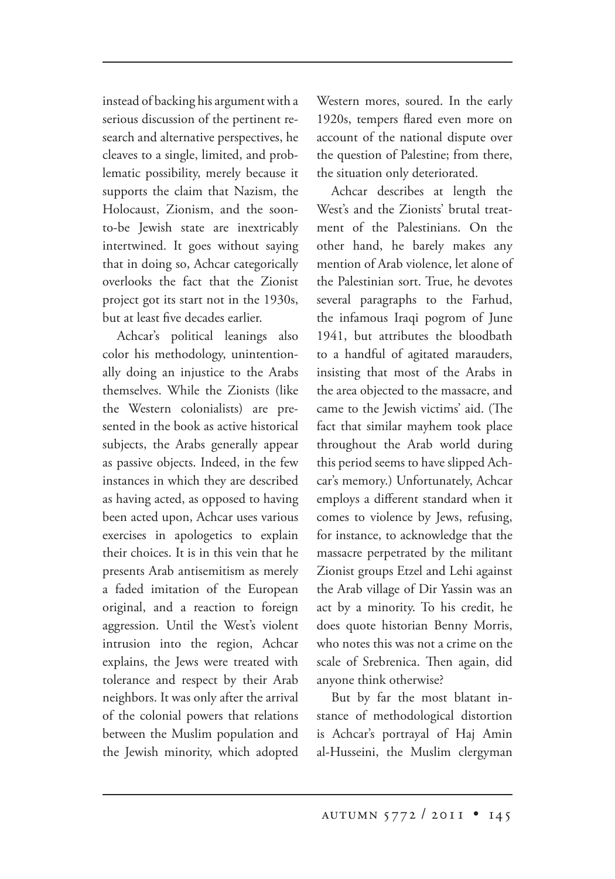instead of backing his argument with a serious discussion of the pertinent research and alternative perspectives, he cleaves to a single, limited, and problematic possibility, merely because it supports the claim that Nazism, the Holocaust, Zionism, and the soon-to-be Jewish state are inextricably intertwined. It goes without saying that in doing so, Achcar categorically overlooks the fact that the Zionist project got its start not in the 1930s, but at least five decades earlier.

Achcar's political leanings also color his methodology, unintentionally doing an injustice to the Arabs themselves. While the Zionists (like the Western colonialists) are presented in the book as active historical subjects, the Arabs generally appear as passive objects. Indeed, in the few instances in which they are described as having acted, as opposed to having been acted upon, Achcar uses various exercises in apologetics to explain their choices. It is in this vein that he presents Arab antisemitism as merely a faded imitation of the European original, and a reaction to foreign aggression. Until the West's violent intrusion into the region, Achcar explains, the Jews were treated with tolerance and respect by their Arab neighbors. It was only after the arrival of the colonial powers that relations between the Muslim population and the Jewish minority, which adopted Western mores, soured. In the early 1920s, tempers flared even more on account of the national dispute over the question of Palestine; from there, the situation only deteriorated.

Achcar describes at length the West's and the Zionists' brutal treatment of the Palestinians. On the other hand, he barely makes any mention of Arab violence, let alone of the Palestinian sort. True, he devotes several paragraphs to the Farhud, the infamous Iraqi pogrom of June 1941, but attributes the bloodbath to a handful of agitated marauders, insisting that most of the Arabs in the area objected to the massacre, and came to the Jewish victims' aid. (The fact that similar mayhem took place throughout the Arab world during this period seems to have slipped Achcar's memory.) Unfortunately, Achcar employs a different standard when it comes to violence by Jews, refusing, for instance, to acknowledge that the massacre perpetrated by the militant Zionist groups Etzel and Lehi against the Arab village of Dir Yassin was an act by a minority. To his credit, he does quote historian Benny Morris, who notes this was not a crime on the scale of Srebrenica. Then again, did anyone think otherwise?

But by far the most blatant instance of methodological distortion is Achcar's portrayal of Haj Amin al-Husseini, the Muslim clergyman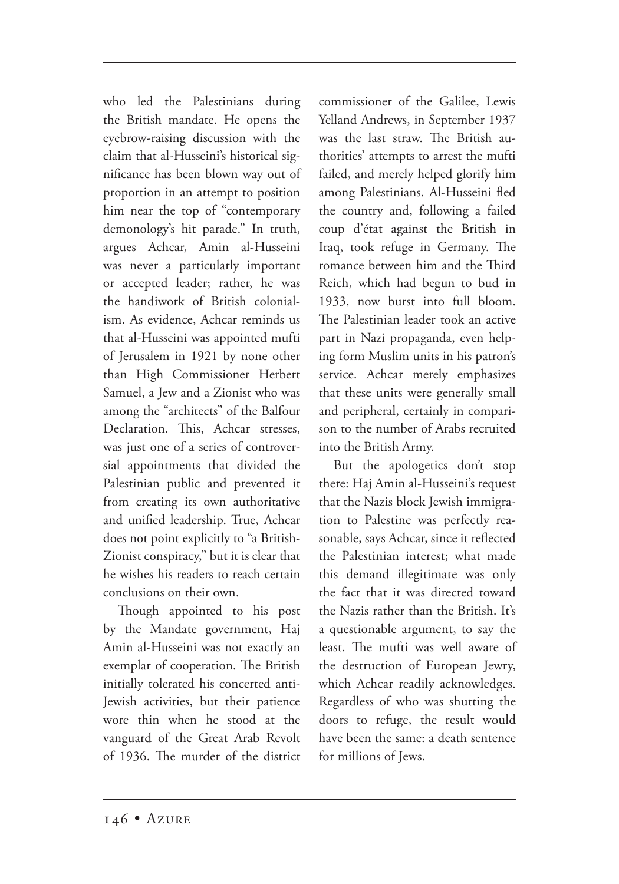who led the Palestinians during the British mandate. He opens the eyebrow-raising discussion with the claim that al-Husseini's historical significance has been blown way out of proportion in an attempt to position him near the top of "contemporary demonology's hit parade." In truth, argues Achcar, Amin al-Husseini was never a particularly important or accepted leader; rather, he was the handiwork of British colonialism. As evidence, Achcar reminds us that al-Husseini was appointed mufti of Jerusalem in 1921 by none other than High Commissioner Herbert Samuel, a Jew and a Zionist who was among the "architects" of the Balfour Declaration. This, Achcar stresses, was just one of a series of controversial appointments that divided the Palestinian public and prevented it from creating its own authoritative and unified leadership. True, Achcar does not point explicitly to "a British-Zionist conspiracy," but it is clear that he wishes his readers to reach certain conclusions on their own.

Though appointed to his post by the Mandate government, Haj Amin al-Husseini was not exactly an exemplar of cooperation. The British initially tolerated his concerted anti-Jewish activities, but their patience wore thin when he stood at the vanguard of the Great Arab Revolt of 1936. The murder of the district commissioner of the Galilee, Lewis Yelland Andrews, in September 1937 was the last straw. The British authorities' attempts to arrest the mufti failed, and merely helped glorify him among Palestinians. Al-Husseini fled the country and, following a failed coup d'état against the British in Iraq, took refuge in Germany. The romance between him and the Third Reich, which had begun to bud in 1933, now burst into full bloom. The Palestinian leader took an active part in Nazi propaganda, even helping form Muslim units in his patron's service. Achcar merely emphasizes that these units were generally small and peripheral, certainly in comparison to the number of Arabs recruited into the British Army.

But the apologetics don't stop there: Haj Amin al-Husseini's request that the Nazis block Jewish immigration to Palestine was perfectly reasonable, says Achcar, since it reflected the Palestinian interest; what made this demand illegitimate was only the fact that it was directed toward the Nazis rather than the British. It's a questionable argument, to say the least. The mufti was well aware of the destruction of European Jewry, which Achcar readily acknowledges. Regardless of who was shutting the doors to refuge, the result would have been the same: a death sentence for millions of Jews.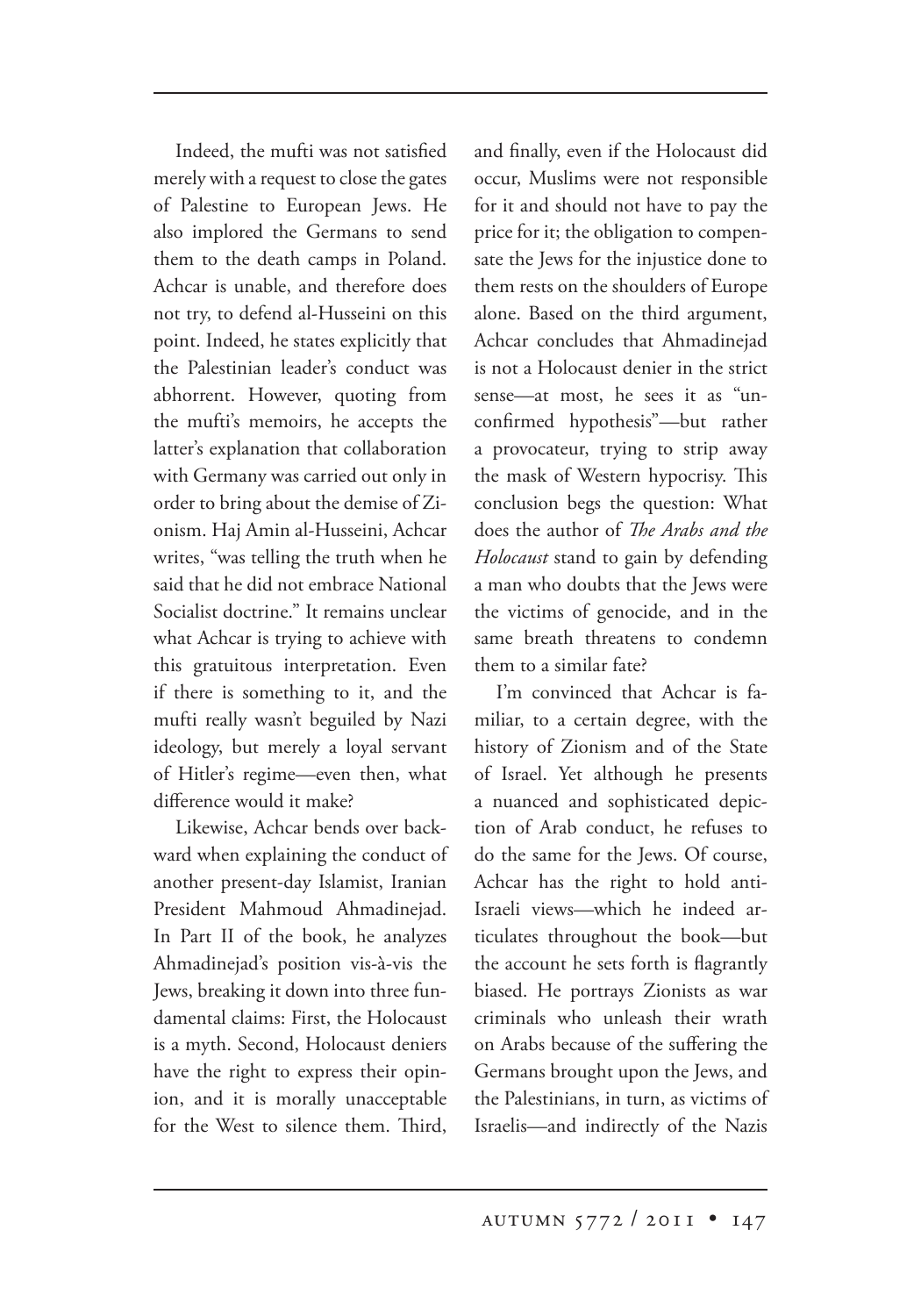Indeed, the mufti was not satisfied merely with a request to close the gates of Palestine to European Jews. He also implored the Germans to send them to the death camps in Poland. Achcar is unable, and therefore does not try, to defend al-Husseini on this point. Indeed, he states explicitly that the Palestinian leader's conduct was abhorrent. However, quoting from the mufti's memoirs, he accepts the latter's explanation that collaboration with Germany was carried out only in order to bring about the demise of Zionism. Haj Amin al-Husseini, Achcar writes, "was telling the truth when he said that he did not embrace National Socialist doctrine." It remains unclear what Achcar is trying to achieve with this gratuitous interpretation. Even if there is something to it, and the mufti really wasn't beguiled by Nazi ideology, but merely a loyal servant of Hitler's regime—even then, what difference would it make?

Likewise, Achcar bends over backward when explaining the conduct of another present-day Islamist, Iranian President Mahmoud Ahmadinejad. In Part II of the book, he analyzes Ahmadinejad's position vis-à-vis the Jews, breaking it down into three fundamental claims: First, the Holocaust is a myth. Second, Holocaust deniers have the right to express their opinion, and it is morally unacceptable for the West to silence them. Third, and finally, even if the Holocaust did occur, Muslims were not responsible for it and should not have to pay the price for it; the obligation to compensate the Jews for the injustice done to them rests on the shoulders of Europe alone. Based on the third argument, Achcar concludes that Ahmadinejad is not a Holocaust denier in the strict sense—at most, he sees it as "unconfirmed hypothesis"—but rather a provocateur, trying to strip away the mask of Western hypocrisy. This conclusion begs the question: What does the author of *The Arabs and the Holocaust* stand to gain by defending a man who doubts that the Jews were the victims of genocide, and in the same breath threatens to condemn them to a similar fate?

I'm convinced that Achcar is familiar, to a certain degree, with the history of Zionism and of the State of Israel. Yet although he presents a nuanced and sophisticated depiction of Arab conduct, he refuses to do the same for the Jews. Of course, Achcar has the right to hold anti-Israeli views—which he indeed articulates throughout the book—but the account he sets forth is flagrantly biased. He portrays Zionists as war criminals who unleash their wrath on Arabs because of the suffering the Germans brought upon the Jews, and the Palestinians, in turn, as victims of Israelis—and indirectly of the Nazis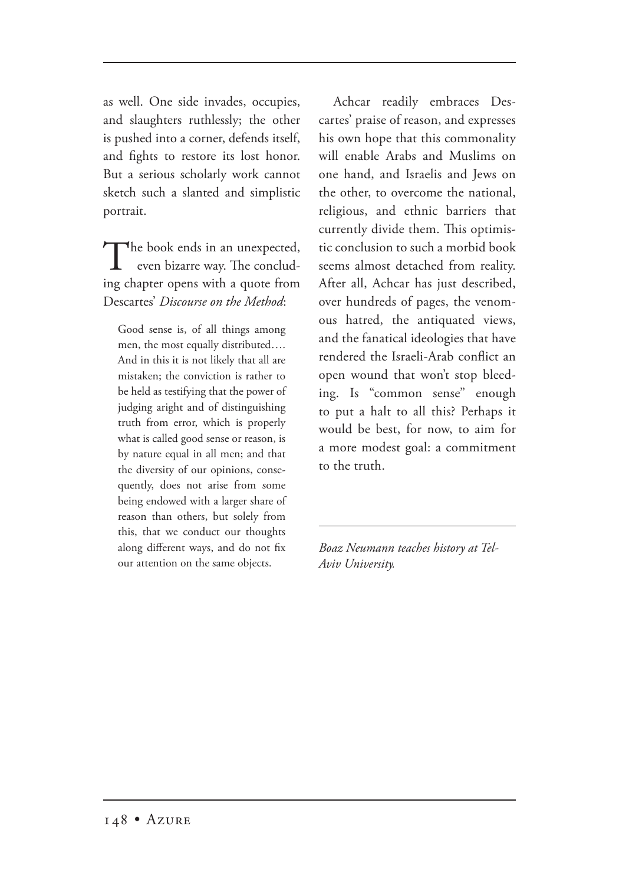as well. One side invades, occupies, and slaughters ruthlessly; the other is pushed into a corner, defends itself, and fights to restore its lost honor. But a serious scholarly work cannot sketch such a slanted and simplistic portrait.

The book ends in an unexpected, even bizarre way. The concluding chapter opens with a quote from Descartes' *Discourse on the Method*:

> Good sense is, of all things among men, the most equally distributed…. And in this it is not likely that all are mistaken; the conviction is rather to be held as testifying that the power of judging aright and of distinguishing truth from error, which is properly what is called good sense or reason, is by nature equal in all men; and that the diversity of our opinions, consequently, does not arise from some being endowed with a larger share of reason than others, but solely from this, that we conduct our thoughts along different ways, and do not fix our attention on the same objects.

Achcar readily embraces Descartes' praise of reason, and expresses his own hope that this commonality will enable Arabs and Muslims on one hand, and Israelis and Jews on the other, to overcome the national, religious, and ethnic barriers that currently divide them. This optimistic conclusion to such a morbid book seems almost detached from reality. After all, Achcar has just described, over hundreds of pages, the venomous hatred, the antiquated views, and the fanatical ideologies that have rendered the Israeli-Arab conflict an open wound that won't stop bleeding. Is "common sense" enough to put a halt to all this? Perhaps it would be best, for now, to aim for a more modest goal: a commitment to the truth.

---

*Boaz Neumann teaches history at Tel-Aviv University.*